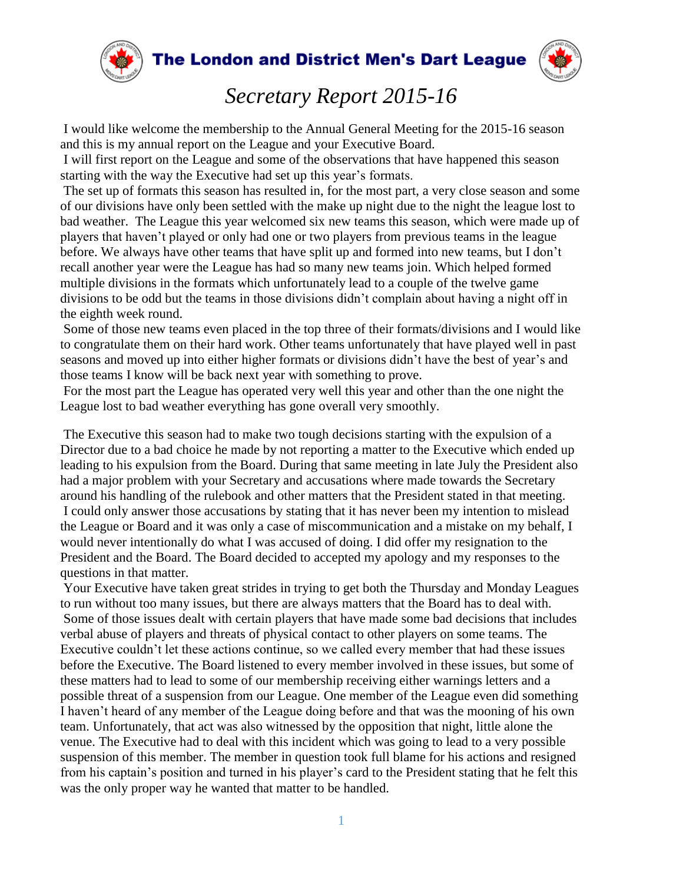# The London and District Men's Dart League

## *Secretary Report 2015-16*

I would like welcome the membership to the Annual General Meeting for the 2015-16 season and this is my annual report on the League and your Executive Board.

I will first report on the League and some of the observations that have happened this season starting with the way the Executive had set up this year's formats.

The set up of formats this season has resulted in, for the most part, a very close season and some of our divisions have only been settled with the make up night due to the night the league lost to bad weather. The League this year welcomed six new teams this season, which were made up of players that haven't played or only had one or two players from previous teams in the league before. We always have other teams that have split up and formed into new teams, but I don't recall another year were the League has had so many new teams join. Which helped formed multiple divisions in the formats which unfortunately lead to a couple of the twelve game divisions to be odd but the teams in those divisions didn't complain about having a night off in the eighth week round.

Some of those new teams even placed in the top three of their formats/divisions and I would like to congratulate them on their hard work. Other teams unfortunately that have played well in past seasons and moved up into either higher formats or divisions didn't have the best of year's and those teams I know will be back next year with something to prove.

For the most part the League has operated very well this year and other than the one night the League lost to bad weather everything has gone overall very smoothly.

The Executive this season had to make two tough decisions starting with the expulsion of a Director due to a bad choice he made by not reporting a matter to the Executive which ended up leading to his expulsion from the Board. During that same meeting in late July the President also had a major problem with your Secretary and accusations where made towards the Secretary around his handling of the rulebook and other matters that the President stated in that meeting.

I could only answer those accusations by stating that it has never been my intention to mislead the League or Board and it was only a case of miscommunication and a mistake on my behalf, I would never intentionally do what I was accused of doing. I did offer my resignation to the President and the Board. The Board decided to accepted my apology and my responses to the questions in that matter.

Your Executive have taken great strides in trying to get both the Thursday and Monday Leagues to run without too many issues, but there are always matters that the Board has to deal with.

Some of those issues dealt with certain players that have made some bad decisions that includes verbal abuse of players and threats of physical contact to other players on some teams. The Executive couldn't let these actions continue, so we called every member that had these issues before the Executive. The Board listened to every member involved in these issues, but some of these matters had to lead to some of our membership receiving either warnings letters and a possible threat of a suspension from our League. One member of the League even did something I haven't heard of any member of the League doing before and that was the mooning of his own team. Unfortunately, that act was also witnessed by the opposition that night, little alone the venue. The Executive had to deal with this incident which was going to lead to a very possible suspension of this member. The member in question took full blame for his actions and resigned from his captain's position and turned in his player's card to the President stating that he felt this was the only proper way he wanted that matter to be handled.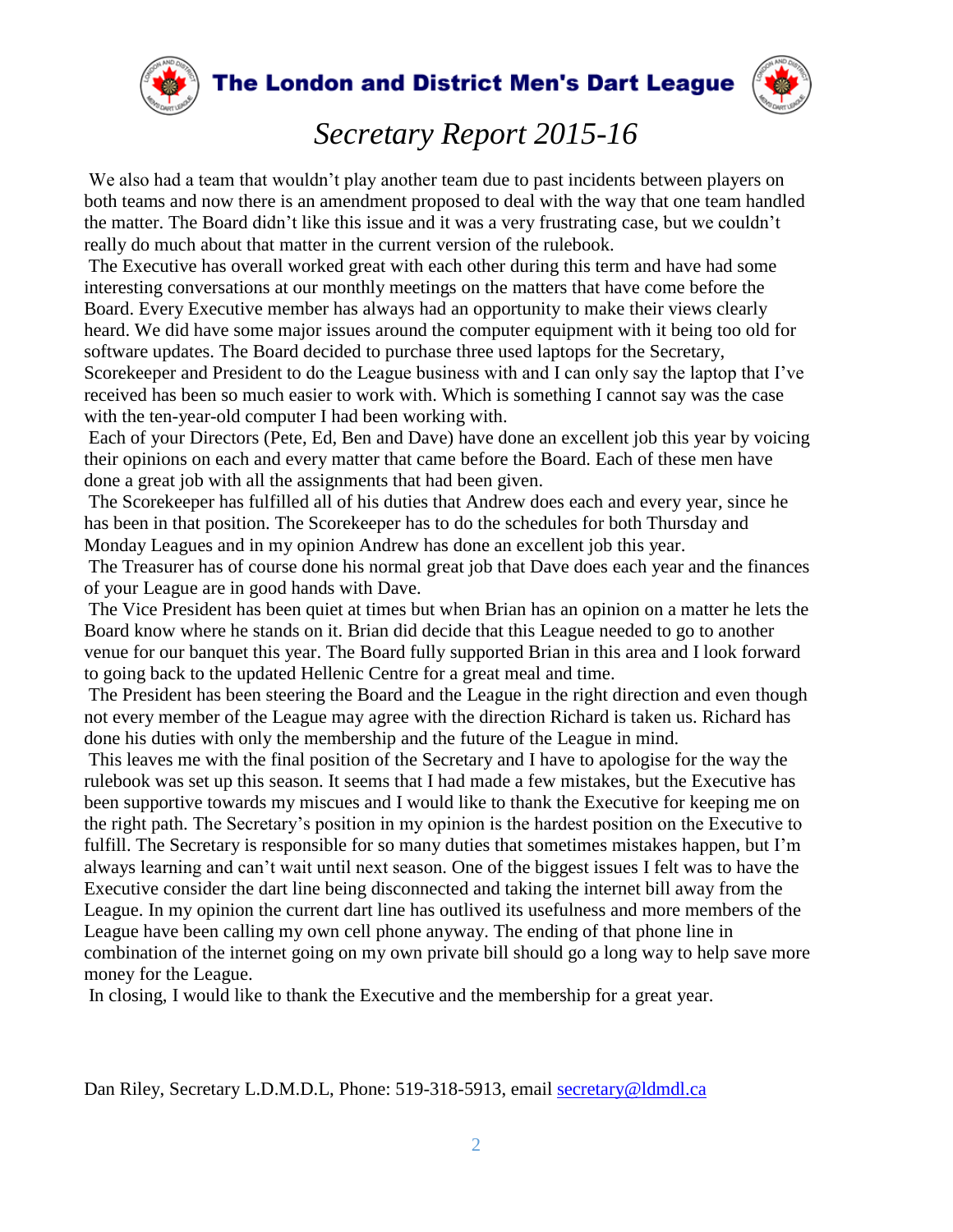# The London and District Men's Dart League

## *Secretary Report 2015-16*

We also had a team that wouldn't play another team due to past incidents between players on both teams and now there is an amendment proposed to deal with the way that one team handled the matter. The Board didn't like this issue and it was a very frustrating case, but we couldn't really do much about that matter in the current version of the rulebook.

The Executive has overall worked great with each other during this term and have had some interesting conversations at our monthly meetings on the matters that have come before the Board. Every Executive member has always had an opportunity to make their views clearly heard. We did have some major issues around the computer equipment with it being too old for software updates. The Board decided to purchase three used laptops for the Secretary, Scorekeeper and President to do the League business with and I can only say the laptop that I've received has been so much easier to work with. Which is something I cannot say was the case with the ten-year-old computer I had been working with.

Each of your Directors (Pete, Ed, Ben and Dave) have done an excellent job this year by voicing their opinions on each and every matter that came before the Board. Each of these men have done a great job with all the assignments that had been given.

The Scorekeeper has fulfilled all of his duties that Andrew does each and every year, since he has been in that position. The Scorekeeper has to do the schedules for both Thursday and Monday Leagues and in my opinion Andrew has done an excellent job this year.

The Treasurer has of course done his normal great job that Dave does each year and the finances of your League are in good hands with Dave.

The Vice President has been quiet at times but when Brian has an opinion on a matter he lets the Board know where he stands on it. Brian did decide that this League needed to go to another venue for our banquet this year. The Board fully supported Brian in this area and I look forward to going back to the updated Hellenic Centre for a great meal and time.

The President has been steering the Board and the League in the right direction and even though not every member of the League may agree with the direction Richard is taken us. Richard has done his duties with only the membership and the future of the League in mind.

This leaves me with the final position of the Secretary and I have to apologise for the way the rulebook was set up this season. It seems that I had made a few mistakes, but the Executive has been supportive towards my miscues and I would like to thank the Executive for keeping me on the right path. The Secretary's position in my opinion is the hardest position on the Executive to fulfill. The Secretary is responsible for so many duties that sometimes mistakes happen, but I'm always learning and can't wait until next season. One of the biggest issues I felt was to have the Executive consider the dart line being disconnected and taking the internet bill away from the League. In my opinion the current dart line has outlived its usefulness and more members of the League have been calling my own cell phone anyway. The ending of that phone line in combination of the internet going on my own private bill should go a long way to help save more money for the League.

In closing, I would like to thank the Executive and the membership for a great year.

Dan Riley, Secretary L.D.M.D.L, Phone: 519-318-5913, email secretary@ldmdl.ca